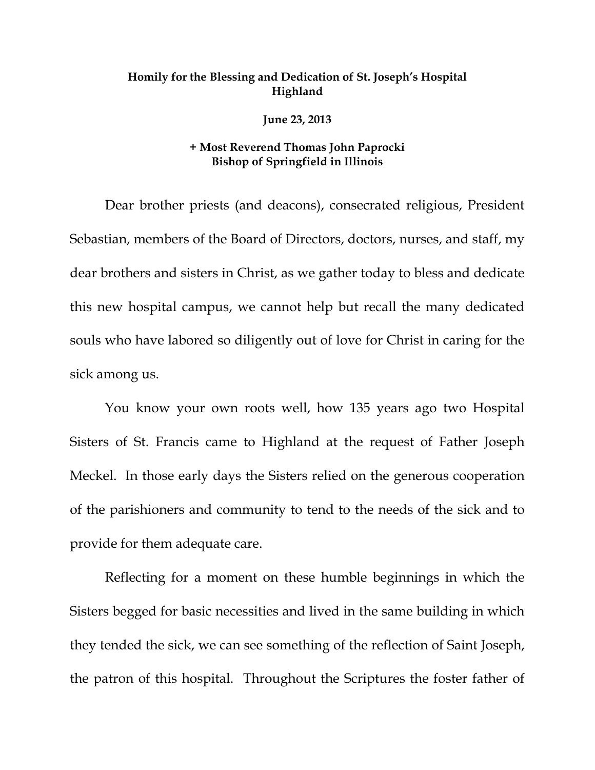**Homily for the Blessing and Dedication of St. Joseph's Hospital Highland**

**June 23, 2013**

**+ Most Reverend Thomas John Paprocki**
**Bishop of Springfield in Illinois**

Dear brother priests (and deacons), consecrated religious, President Sebastian, members of the Board of Directors, doctors, nurses, and staff, my dear brothers and sisters in Christ, as we gather today to bless and dedicate this new hospital campus, we cannot help but recall the many dedicated souls who have labored so diligently out of love for Christ in caring for the sick among us.

You know your own roots well, how 135 years ago two Hospital Sisters of St. Francis came to Highland at the request of Father Joseph Meckel. In those early days the Sisters relied on the generous cooperation of the parishioners and community to tend to the needs of the sick and to provide for them adequate care.

Reflecting for a moment on these humble beginnings in which the Sisters begged for basic necessities and lived in the same building in which they tended the sick, we can see something of the reflection of Saint Joseph, the patron of this hospital. Throughout the Scriptures the foster father of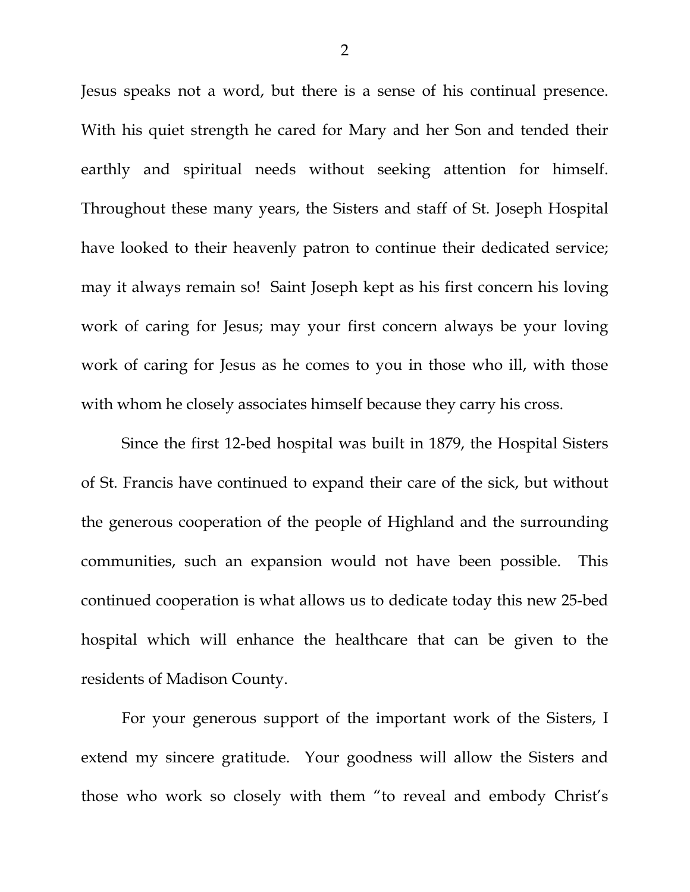Jesus speaks not a word, but there is a sense of his continual presence. With his quiet strength he cared for Mary and her Son and tended their earthly and spiritual needs without seeking attention for himself. Throughout these many years, the Sisters and staff of St. Joseph Hospital have looked to their heavenly patron to continue their dedicated service; may it always remain so! Saint Joseph kept as his first concern his loving work of caring for Jesus; may your first concern always be your loving work of caring for Jesus as he comes to you in those who ill, with those with whom he closely associates himself because they carry his cross.

Since the first 12-bed hospital was built in 1879, the Hospital Sisters of St. Francis have continued to expand their care of the sick, but without the generous cooperation of the people of Highland and the surrounding communities, such an expansion would not have been possible. This continued cooperation is what allows us to dedicate today this new 25-bed hospital which will enhance the healthcare that can be given to the residents of Madison County.

For your generous support of the important work of the Sisters, I extend my sincere gratitude. Your goodness will allow the Sisters and those who work so closely with them "to reveal and embody Christ's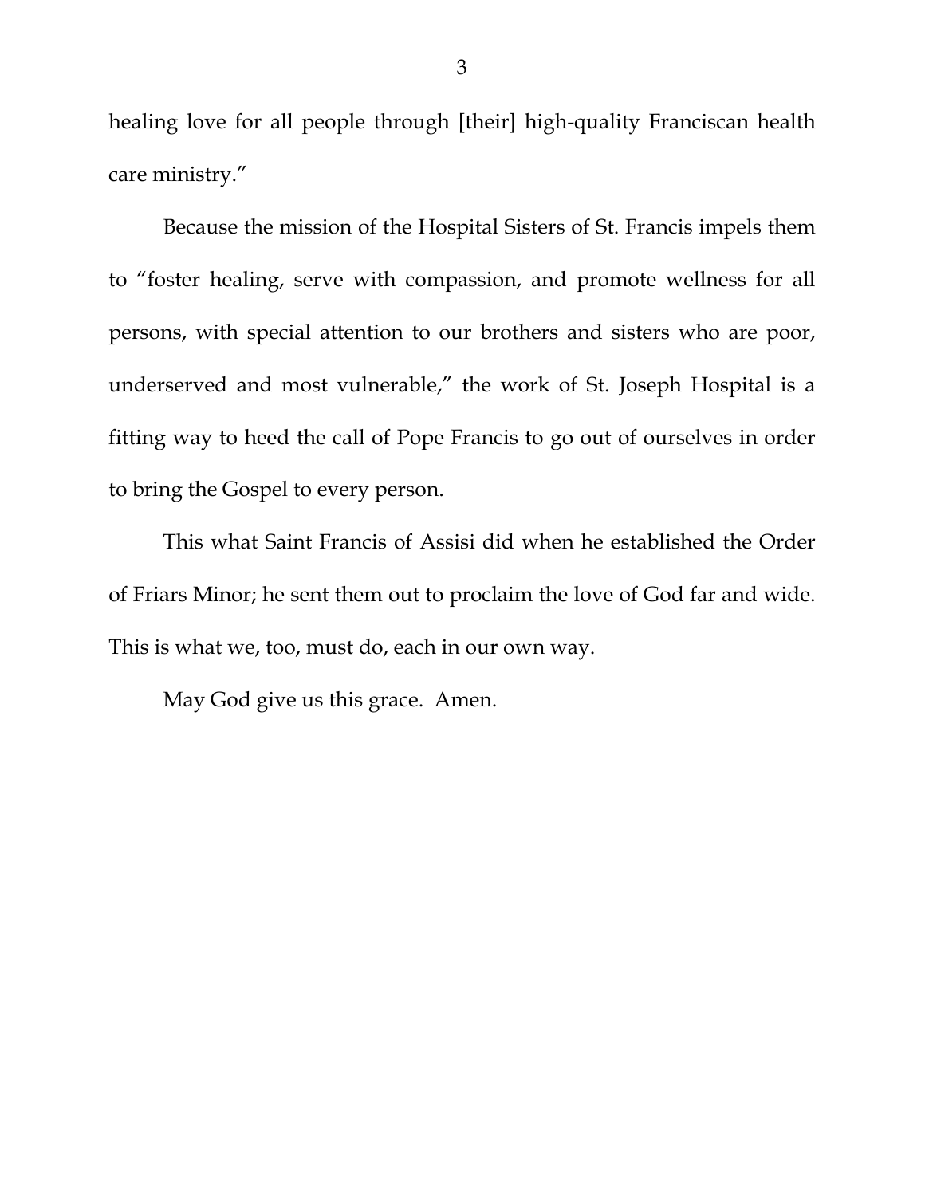healing love for all people through [their] high-quality Franciscan health care ministry."

Because the mission of the Hospital Sisters of St. Francis impels them to "foster healing, serve with compassion, and promote wellness for all persons, with special attention to our brothers and sisters who are poor, underserved and most vulnerable," the work of St. Joseph Hospital is a fitting way to heed the call of Pope Francis to go out of ourselves in order to bring the Gospel to every person.

This what Saint Francis of Assisi did when he established the Order of Friars Minor; he sent them out to proclaim the love of God far and wide. This is what we, too, must do, each in our own way.

May God give us this grace. Amen.